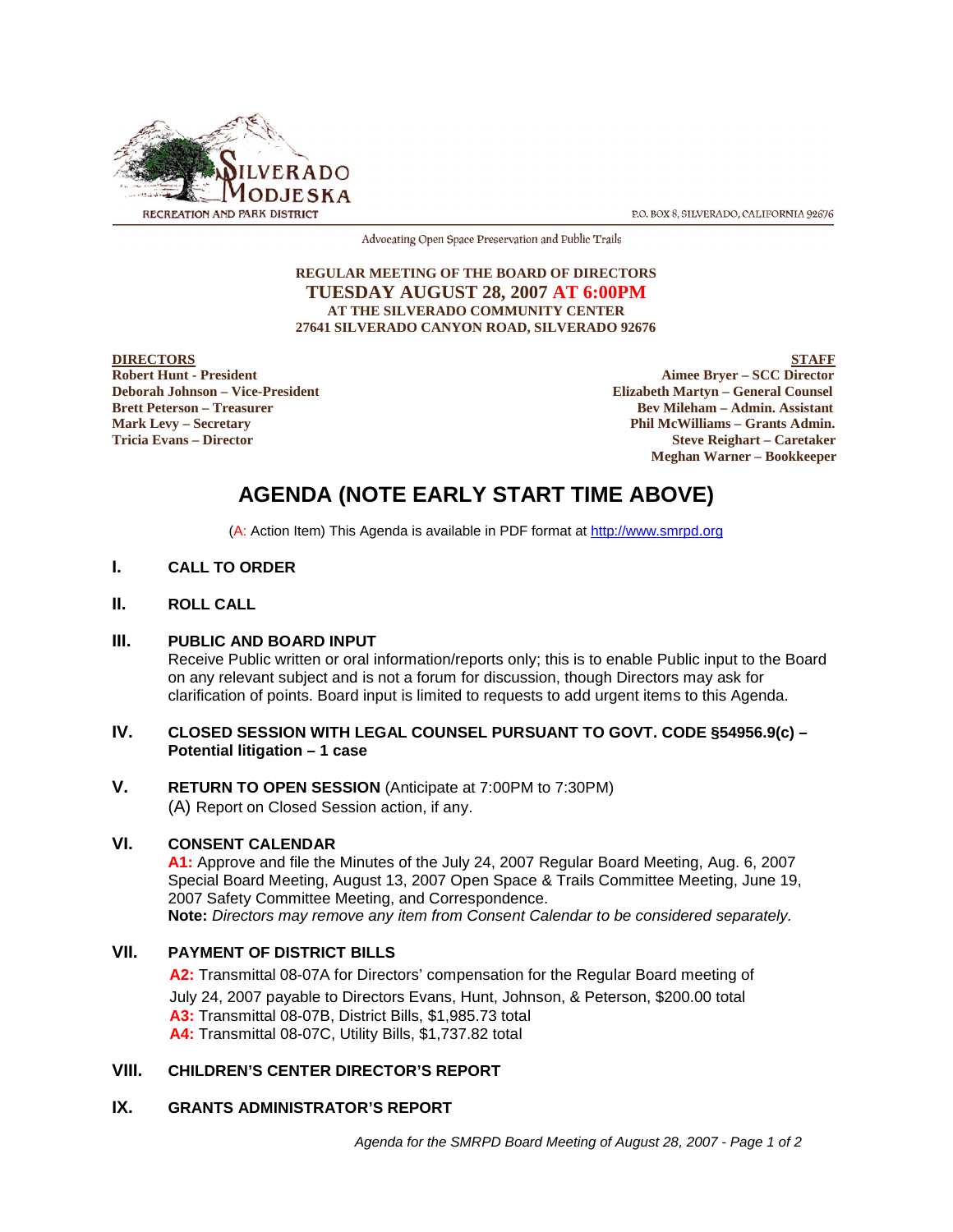SILVERADO MODJESKA RECREATION AND PARK DISTRICT

P.O. BOX 8, SILVERADO, CALIFORNIA 92676

Advocating Open Space Preservation and Public Trails

**REGULAR MEETING OF THE BOARD OF DIRECTORS**
**TUESDAY AUGUST 28, 2007 AT 6:00PM**
**AT THE SILVERADO COMMUNITY CENTER**
**27641 SILVERADO CANYON ROAD, SILVERADO 92676**

**DIRECTORS**
**Robert Hunt - President**
**Deborah Johnson – Vice-President**
**Brett Peterson – Treasurer**
**Mark Levy – Secretary**
**Tricia Evans – Director**

**STAFF**
**Aimee Bryer – SCC Director**
**Elizabeth Martyn – General Counsel**
**Bev Mileham – Admin. Assistant**
**Phil McWilliams – Grants Admin.**
**Steve Reighart – Caretaker**
**Meghan Warner – Bookkeeper**

# AGENDA (NOTE EARLY START TIME ABOVE)

(A: Action Item) This Agenda is available in PDF format at http://www.smrpd.org

## I. CALL TO ORDER

## II. ROLL CALL

## III. PUBLIC AND BOARD INPUT

Receive Public written or oral information/reports only; this is to enable Public input to the Board on any relevant subject and is not a forum for discussion, though Directors may ask for clarification of points. Board input is limited to requests to add urgent items to this Agenda.

## IV. CLOSED SESSION WITH LEGAL COUNSEL PURSUANT TO GOVT. CODE §54956.9(c) – Potential litigation – 1 case

## V. RETURN TO OPEN SESSION (Anticipate at 7:00PM to 7:30PM)

(A) Report on Closed Session action, if any.

## VI. CONSENT CALENDAR

**A1:** Approve and file the Minutes of the July 24, 2007 Regular Board Meeting, Aug. 6, 2007 Special Board Meeting, August 13, 2007 Open Space & Trails Committee Meeting, June 19, 2007 Safety Committee Meeting, and Correspondence.
**Note:** *Directors may remove any item from Consent Calendar to be considered separately.*

## VII. PAYMENT OF DISTRICT BILLS

**A2:** Transmittal 08-07A for Directors' compensation for the Regular Board meeting of July 24, 2007 payable to Directors Evans, Hunt, Johnson, & Peterson, $200.00 total
**A3:** Transmittal 08-07B, District Bills, $1,985.73 total
**A4:** Transmittal 08-07C, Utility Bills, $1,737.82 total

## VIII. CHILDREN'S CENTER DIRECTOR'S REPORT

## IX. GRANTS ADMINISTRATOR'S REPORT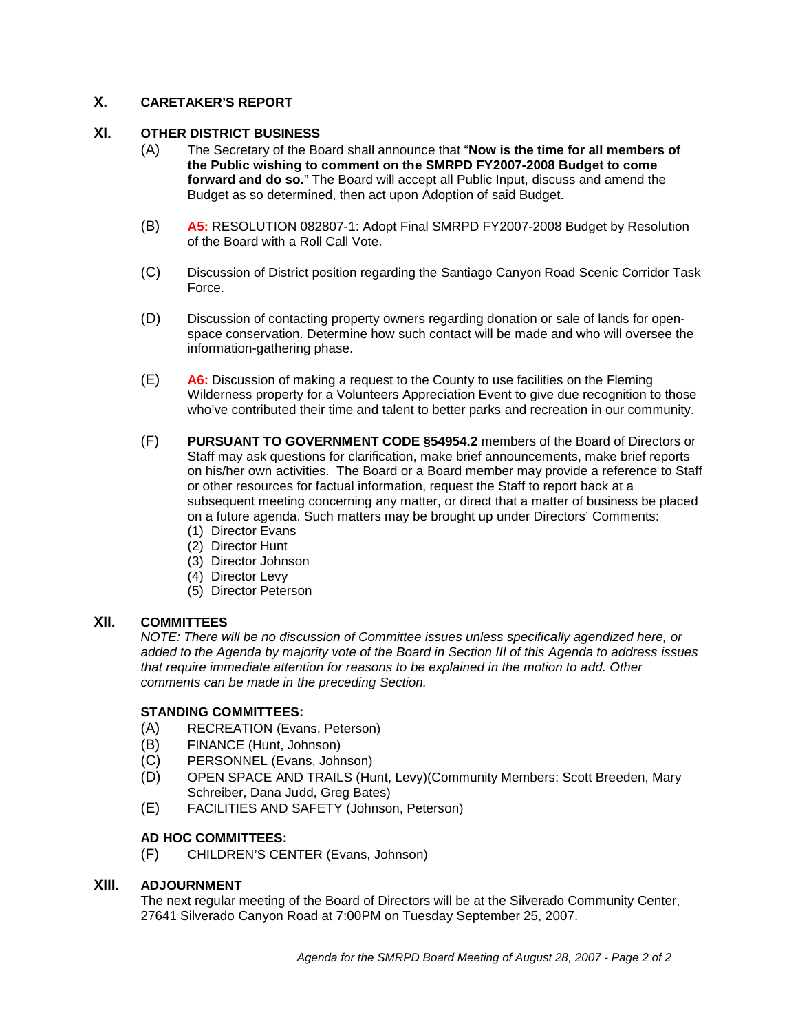## X. CARETAKER'S REPORT

## XI. OTHER DISTRICT BUSINESS

(A) The Secretary of the Board shall announce that "**Now is the time for all members of the Public wishing to comment on the SMRPD FY2007-2008 Budget to come forward and do so.**" The Board will accept all Public Input, discuss and amend the Budget as so determined, then act upon Adoption of said Budget.

(B) **A5:** RESOLUTION 082807-1: Adopt Final SMRPD FY2007-2008 Budget by Resolution of the Board with a Roll Call Vote.

(C) Discussion of District position regarding the Santiago Canyon Road Scenic Corridor Task Force.

(D) Discussion of contacting property owners regarding donation or sale of lands for open-space conservation. Determine how such contact will be made and who will oversee the information-gathering phase.

(E) **A6:** Discussion of making a request to the County to use facilities on the Fleming Wilderness property for a Volunteers Appreciation Event to give due recognition to those who've contributed their time and talent to better parks and recreation in our community.

(F) **PURSUANT TO GOVERNMENT CODE §54954.2** members of the Board of Directors or Staff may ask questions for clarification, make brief announcements, make brief reports on his/her own activities. The Board or a Board member may provide a reference to Staff or other resources for factual information, request the Staff to report back at a subsequent meeting concerning any matter, or direct that a matter of business be placed on a future agenda. Such matters may be brought up under Directors' Comments:

(1) Director Evans
(2) Director Hunt
(3) Director Johnson
(4) Director Levy
(5) Director Peterson

## XII. COMMITTEES

*NOTE: There will be no discussion of Committee issues unless specifically agendized here, or added to the Agenda by majority vote of the Board in Section III of this Agenda to address issues that require immediate attention for reasons to be explained in the motion to add. Other comments can be made in the preceding Section.*

### STANDING COMMITTEES:

(A) RECREATION (Evans, Peterson)
(B) FINANCE (Hunt, Johnson)
(C) PERSONNEL (Evans, Johnson)
(D) OPEN SPACE AND TRAILS (Hunt, Levy)(Community Members: Scott Breeden, Mary Schreiber, Dana Judd, Greg Bates)
(E) FACILITIES AND SAFETY (Johnson, Peterson)

### AD HOC COMMITTEES:

(F) CHILDREN'S CENTER (Evans, Johnson)

## XIII. ADJOURNMENT

The next regular meeting of the Board of Directors will be at the Silverado Community Center, 27641 Silverado Canyon Road at 7:00PM on Tuesday September 25, 2007.